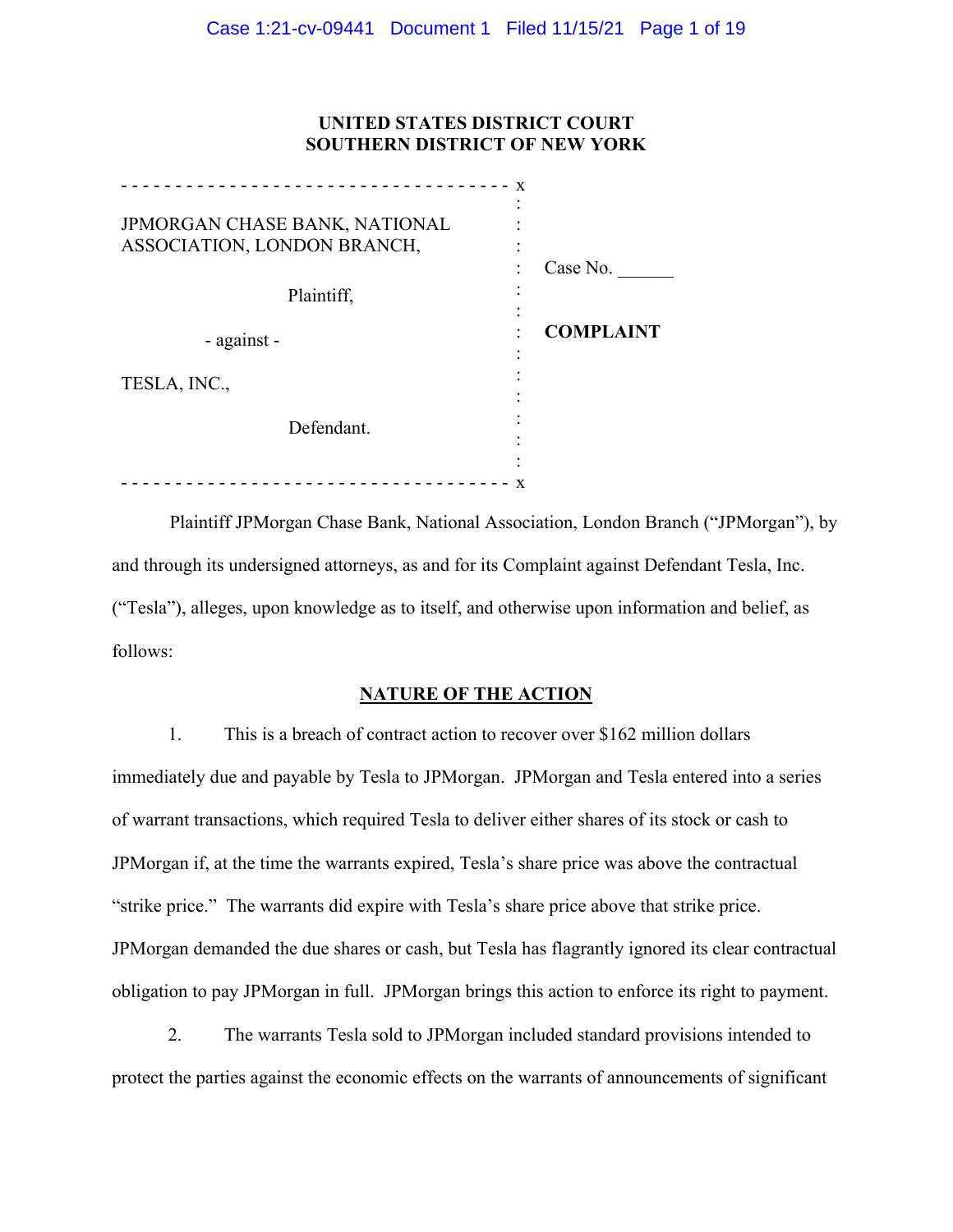**UNITED STATES DISTRICT COURT**
**SOUTHERN DISTRICT OF NEW YORK**

| | |
|---|---|
| JPMORGAN CHASE BANK, NATIONAL ASSOCIATION, LONDON BRANCH, | Case No. ______ |
| Plaintiff, | |
| - against - | **COMPLAINT** |
| TESLA, INC., | |
| Defendant. | |

Plaintiff JPMorgan Chase Bank, National Association, London Branch ("JPMorgan"), by and through its undersigned attorneys, as and for its Complaint against Defendant Tesla, Inc. ("Tesla"), alleges, upon knowledge as to itself, and otherwise upon information and belief, as follows:

## NATURE OF THE ACTION

1. This is a breach of contract action to recover over $162 million dollars immediately due and payable by Tesla to JPMorgan. JPMorgan and Tesla entered into a series of warrant transactions, which required Tesla to deliver either shares of its stock or cash to JPMorgan if, at the time the warrants expired, Tesla's share price was above the contractual "strike price." The warrants did expire with Tesla's share price above that strike price. JPMorgan demanded the due shares or cash, but Tesla has flagrantly ignored its clear contractual obligation to pay JPMorgan in full. JPMorgan brings this action to enforce its right to payment.

2. The warrants Tesla sold to JPMorgan included standard provisions intended to protect the parties against the economic effects on the warrants of announcements of significant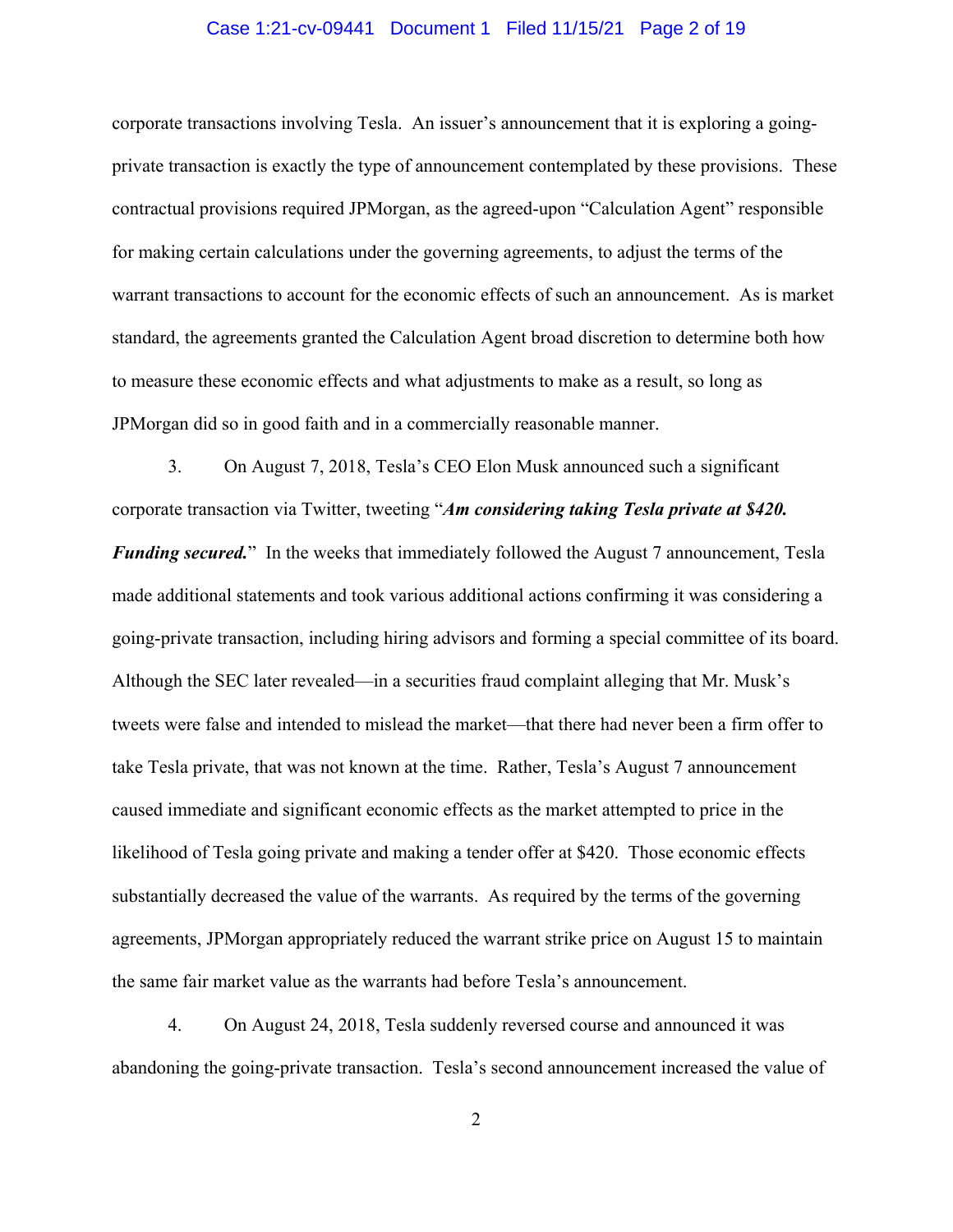corporate transactions involving Tesla. An issuer's announcement that it is exploring a going-private transaction is exactly the type of announcement contemplated by these provisions. These contractual provisions required JPMorgan, as the agreed-upon "Calculation Agent" responsible for making certain calculations under the governing agreements, to adjust the terms of the warrant transactions to account for the economic effects of such an announcement. As is market standard, the agreements granted the Calculation Agent broad discretion to determine both how to measure these economic effects and what adjustments to make as a result, so long as JPMorgan did so in good faith and in a commercially reasonable manner.

3. On August 7, 2018, Tesla's CEO Elon Musk announced such a significant corporate transaction via Twitter, tweeting "***Am considering taking Tesla private at $420. Funding secured.***" In the weeks that immediately followed the August 7 announcement, Tesla made additional statements and took various additional actions confirming it was considering a going-private transaction, including hiring advisors and forming a special committee of its board. Although the SEC later revealed—in a securities fraud complaint alleging that Mr. Musk's tweets were false and intended to mislead the market—that there had never been a firm offer to take Tesla private, that was not known at the time. Rather, Tesla's August 7 announcement caused immediate and significant economic effects as the market attempted to price in the likelihood of Tesla going private and making a tender offer at $420. Those economic effects substantially decreased the value of the warrants. As required by the terms of the governing agreements, JPMorgan appropriately reduced the warrant strike price on August 15 to maintain the same fair market value as the warrants had before Tesla's announcement.

4. On August 24, 2018, Tesla suddenly reversed course and announced it was abandoning the going-private transaction. Tesla's second announcement increased the value of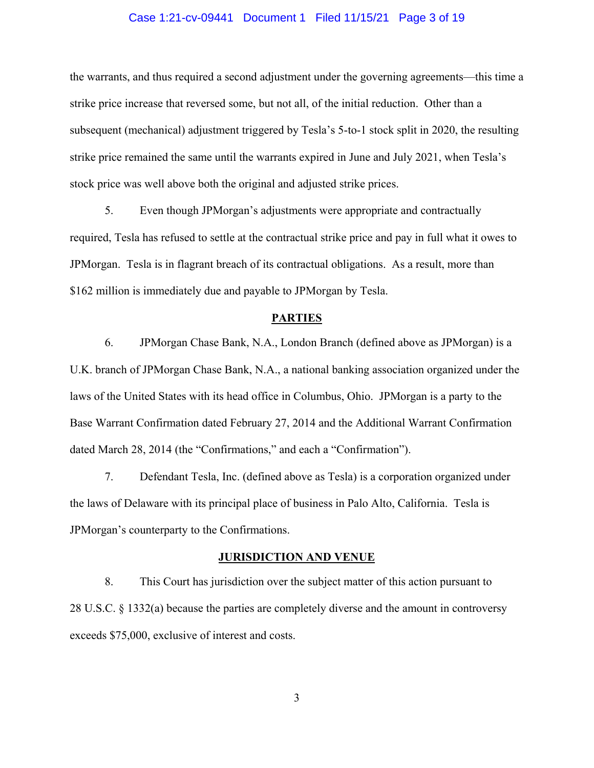the warrants, and thus required a second adjustment under the governing agreements—this time a strike price increase that reversed some, but not all, of the initial reduction. Other than a subsequent (mechanical) adjustment triggered by Tesla's 5-to-1 stock split in 2020, the resulting strike price remained the same until the warrants expired in June and July 2021, when Tesla's stock price was well above both the original and adjusted strike prices.

5. Even though JPMorgan's adjustments were appropriate and contractually required, Tesla has refused to settle at the contractual strike price and pay in full what it owes to JPMorgan. Tesla is in flagrant breach of its contractual obligations. As a result, more than $162 million is immediately due and payable to JPMorgan by Tesla.

## PARTIES

6. JPMorgan Chase Bank, N.A., London Branch (defined above as JPMorgan) is a U.K. branch of JPMorgan Chase Bank, N.A., a national banking association organized under the laws of the United States with its head office in Columbus, Ohio. JPMorgan is a party to the Base Warrant Confirmation dated February 27, 2014 and the Additional Warrant Confirmation dated March 28, 2014 (the "Confirmations," and each a "Confirmation").

7. Defendant Tesla, Inc. (defined above as Tesla) is a corporation organized under the laws of Delaware with its principal place of business in Palo Alto, California. Tesla is JPMorgan's counterparty to the Confirmations.

## JURISDICTION AND VENUE

8. This Court has jurisdiction over the subject matter of this action pursuant to 28 U.S.C. § 1332(a) because the parties are completely diverse and the amount in controversy exceeds $75,000, exclusive of interest and costs.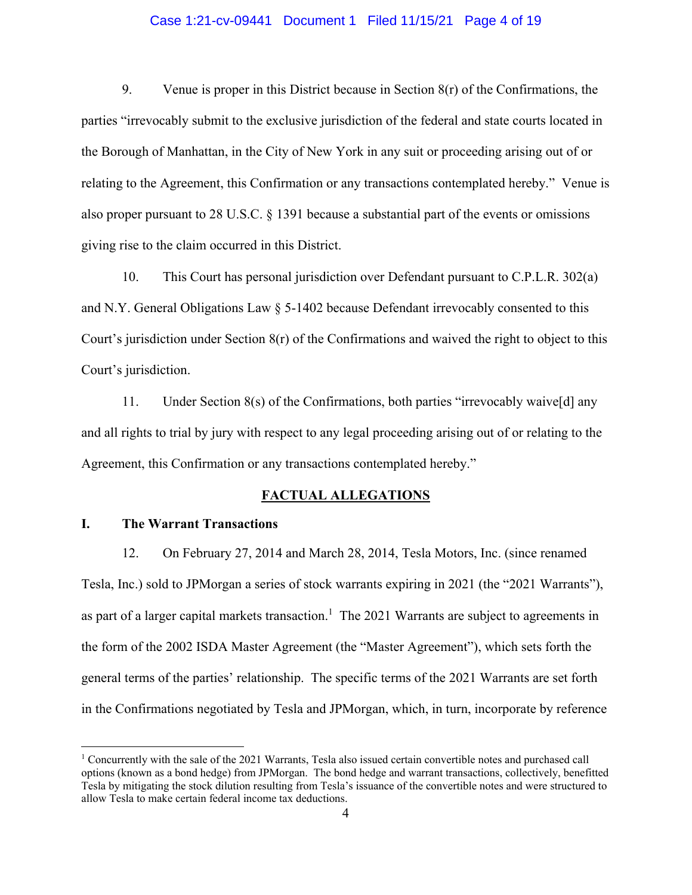9. Venue is proper in this District because in Section 8(r) of the Confirmations, the parties "irrevocably submit to the exclusive jurisdiction of the federal and state courts located in the Borough of Manhattan, in the City of New York in any suit or proceeding arising out of or relating to the Agreement, this Confirmation or any transactions contemplated hereby." Venue is also proper pursuant to 28 U.S.C. § 1391 because a substantial part of the events or omissions giving rise to the claim occurred in this District.

10. This Court has personal jurisdiction over Defendant pursuant to C.P.L.R. 302(a) and N.Y. General Obligations Law § 5-1402 because Defendant irrevocably consented to this Court's jurisdiction under Section 8(r) of the Confirmations and waived the right to object to this Court's jurisdiction.

11. Under Section 8(s) of the Confirmations, both parties "irrevocably waive[d] any and all rights to trial by jury with respect to any legal proceeding arising out of or relating to the Agreement, this Confirmation or any transactions contemplated hereby."

## FACTUAL ALLEGATIONS

### I. The Warrant Transactions

12. On February 27, 2014 and March 28, 2014, Tesla Motors, Inc. (since renamed Tesla, Inc.) sold to JPMorgan a series of stock warrants expiring in 2021 (the "2021 Warrants"), as part of a larger capital markets transaction.[1] The 2021 Warrants are subject to agreements in the form of the 2002 ISDA Master Agreement (the "Master Agreement"), which sets forth the general terms of the parties' relationship. The specific terms of the 2021 Warrants are set forth in the Confirmations negotiated by Tesla and JPMorgan, which, in turn, incorporate by reference

---

[1] Concurrently with the sale of the 2021 Warrants, Tesla also issued certain convertible notes and purchased call options (known as a bond hedge) from JPMorgan. The bond hedge and warrant transactions, collectively, benefitted Tesla by mitigating the stock dilution resulting from Tesla's issuance of the convertible notes and were structured to allow Tesla to make certain federal income tax deductions.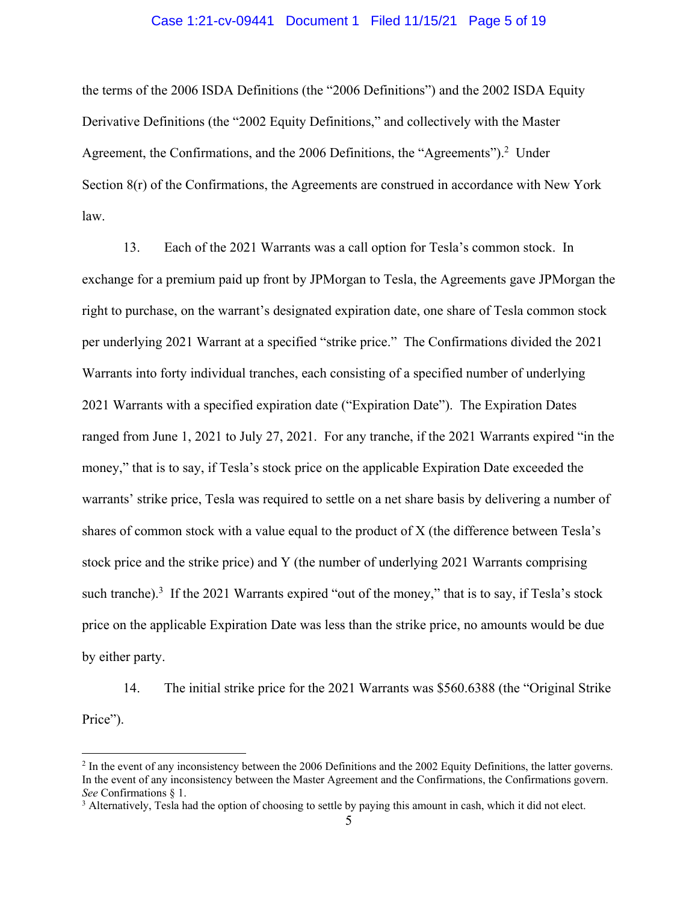the terms of the 2006 ISDA Definitions (the "2006 Definitions") and the 2002 ISDA Equity Derivative Definitions (the "2002 Equity Definitions," and collectively with the Master Agreement, the Confirmations, and the 2006 Definitions, the "Agreements").[2] Under Section 8(r) of the Confirmations, the Agreements are construed in accordance with New York law.

13. Each of the 2021 Warrants was a call option for Tesla's common stock. In exchange for a premium paid up front by JPMorgan to Tesla, the Agreements gave JPMorgan the right to purchase, on the warrant's designated expiration date, one share of Tesla common stock per underlying 2021 Warrant at a specified "strike price." The Confirmations divided the 2021 Warrants into forty individual tranches, each consisting of a specified number of underlying 2021 Warrants with a specified expiration date ("Expiration Date"). The Expiration Dates ranged from June 1, 2021 to July 27, 2021. For any tranche, if the 2021 Warrants expired "in the money," that is to say, if Tesla's stock price on the applicable Expiration Date exceeded the warrants' strike price, Tesla was required to settle on a net share basis by delivering a number of shares of common stock with a value equal to the product of X (the difference between Tesla's stock price and the strike price) and Y (the number of underlying 2021 Warrants comprising such tranche).[3] If the 2021 Warrants expired "out of the money," that is to say, if Tesla's stock price on the applicable Expiration Date was less than the strike price, no amounts would be due by either party.

14. The initial strike price for the 2021 Warrants was $560.6388 (the "Original Strike Price").

---

[2] In the event of any inconsistency between the 2006 Definitions and the 2002 Equity Definitions, the latter governs. In the event of any inconsistency between the Master Agreement and the Confirmations, the Confirmations govern. *See* Confirmations § 1.

[3] Alternatively, Tesla had the option of choosing to settle by paying this amount in cash, which it did not elect.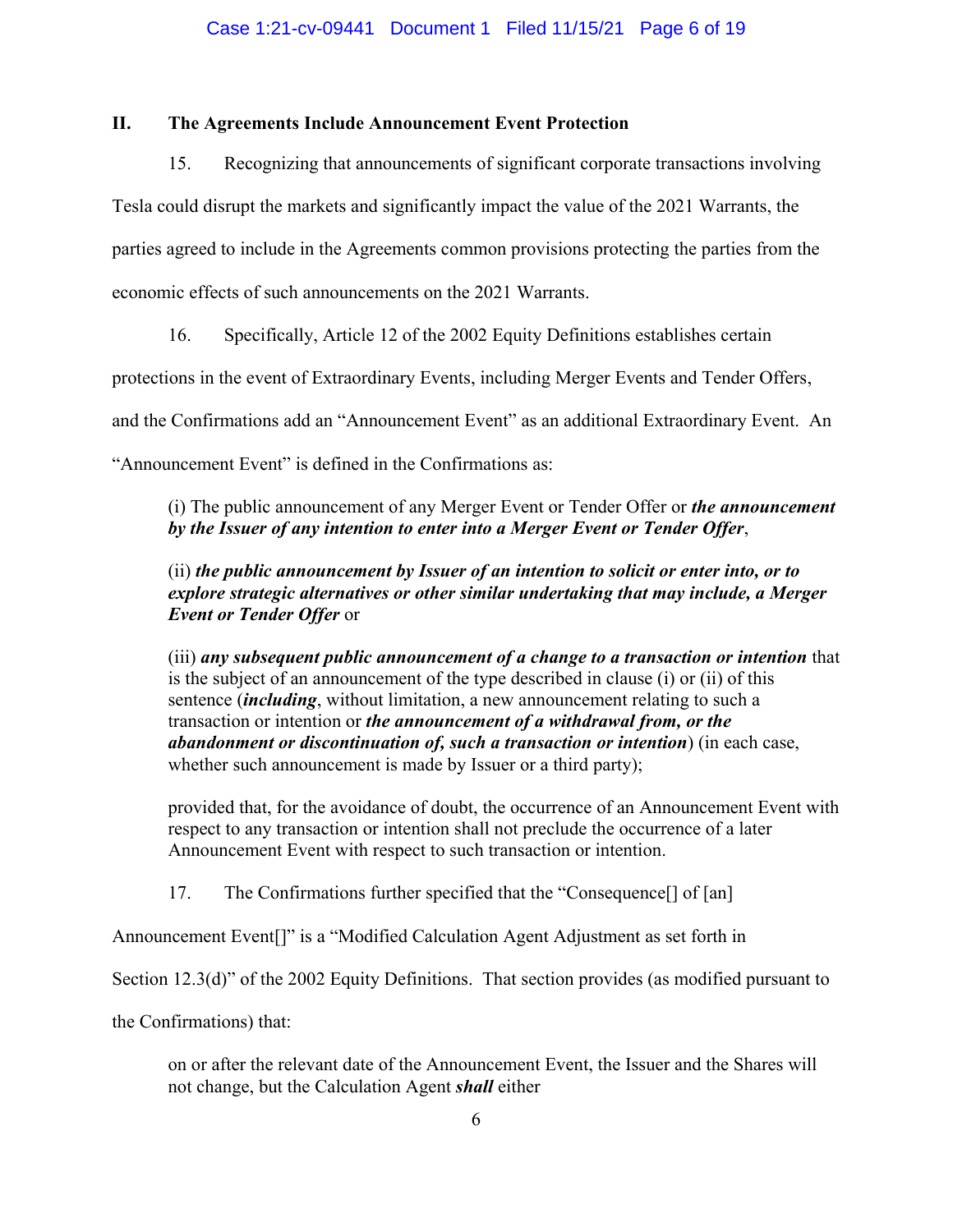## II. The Agreements Include Announcement Event Protection

15. Recognizing that announcements of significant corporate transactions involving Tesla could disrupt the markets and significantly impact the value of the 2021 Warrants, the parties agreed to include in the Agreements common provisions protecting the parties from the economic effects of such announcements on the 2021 Warrants.

16. Specifically, Article 12 of the 2002 Equity Definitions establishes certain protections in the event of Extraordinary Events, including Merger Events and Tender Offers, and the Confirmations add an "Announcement Event" as an additional Extraordinary Event. An "Announcement Event" is defined in the Confirmations as:

> (i) The public announcement of any Merger Event or Tender Offer or ***the announcement by the Issuer of any intention to enter into a Merger Event or Tender Offer***,
>
> (ii) ***the public announcement by Issuer of an intention to solicit or enter into, or to explore strategic alternatives or other similar undertaking that may include, a Merger Event or Tender Offer*** or
>
> (iii) ***any subsequent public announcement of a change to a transaction or intention*** that is the subject of an announcement of the type described in clause (i) or (ii) of this sentence (***including***, without limitation, a new announcement relating to such a transaction or intention or ***the announcement of a withdrawal from, or the abandonment or discontinuation of, such a transaction or intention***) (in each case, whether such announcement is made by Issuer or a third party);
>
> provided that, for the avoidance of doubt, the occurrence of an Announcement Event with respect to any transaction or intention shall not preclude the occurrence of a later Announcement Event with respect to such transaction or intention.

17. The Confirmations further specified that the "Consequence[] of [an] Announcement Event[]" is a "Modified Calculation Agent Adjustment as set forth in Section 12.3(d)" of the 2002 Equity Definitions. That section provides (as modified pursuant to the Confirmations) that:

> on or after the relevant date of the Announcement Event, the Issuer and the Shares will not change, but the Calculation Agent ***shall*** either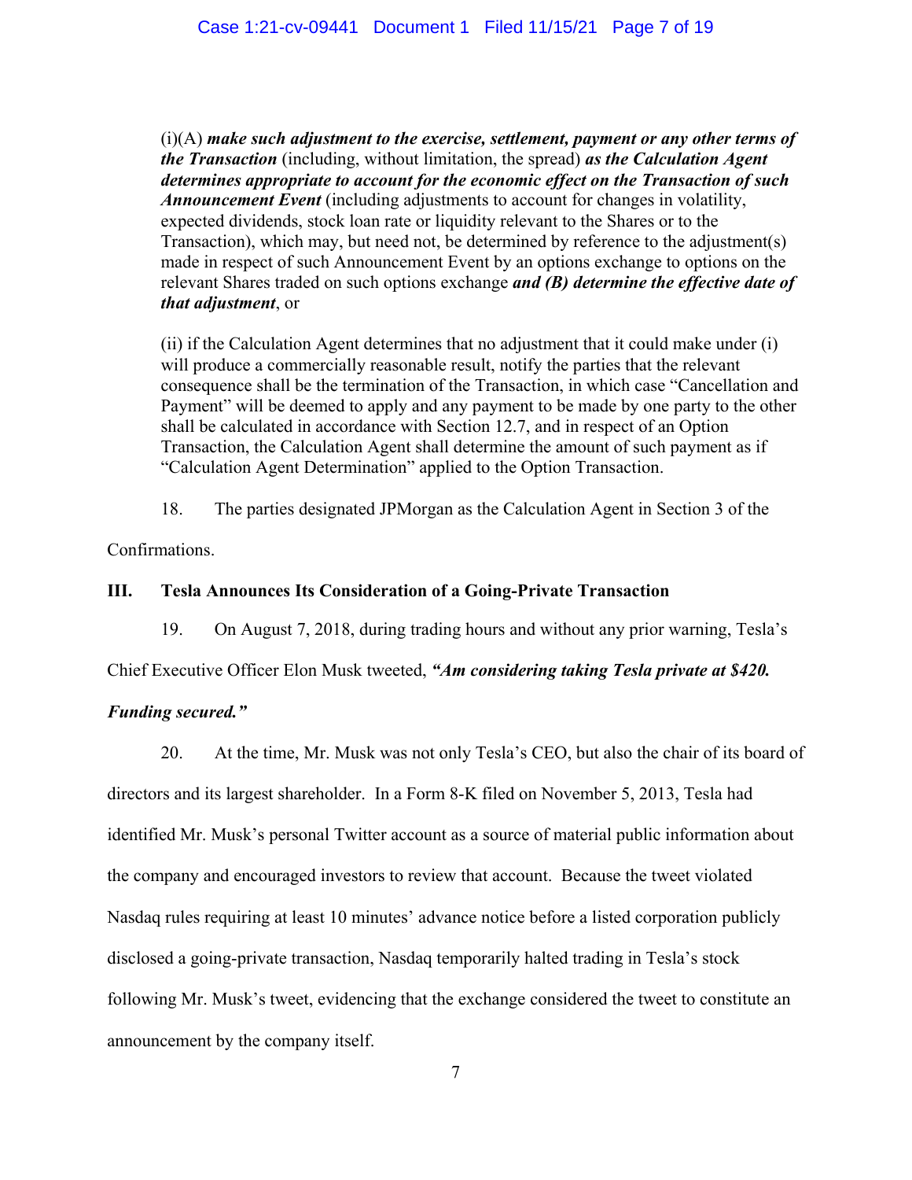(i)(A) ***make such adjustment to the exercise, settlement, payment or any other terms of the Transaction*** (including, without limitation, the spread) ***as the Calculation Agent determines appropriate to account for the economic effect on the Transaction of such Announcement Event*** (including adjustments to account for changes in volatility, expected dividends, stock loan rate or liquidity relevant to the Shares or to the Transaction), which may, but need not, be determined by reference to the adjustment(s) made in respect of such Announcement Event by an options exchange to options on the relevant Shares traded on such options exchange ***and (B) determine the effective date of that adjustment***, or

(ii) if the Calculation Agent determines that no adjustment that it could make under (i) will produce a commercially reasonable result, notify the parties that the relevant consequence shall be the termination of the Transaction, in which case "Cancellation and Payment" will be deemed to apply and any payment to be made by one party to the other shall be calculated in accordance with Section 12.7, and in respect of an Option Transaction, the Calculation Agent shall determine the amount of such payment as if "Calculation Agent Determination" applied to the Option Transaction.

18. The parties designated JPMorgan as the Calculation Agent in Section 3 of the Confirmations.

## III. Tesla Announces Its Consideration of a Going-Private Transaction

19. On August 7, 2018, during trading hours and without any prior warning, Tesla's Chief Executive Officer Elon Musk tweeted, ***"Am considering taking Tesla private at $420. Funding secured."***

20. At the time, Mr. Musk was not only Tesla's CEO, but also the chair of its board of directors and its largest shareholder. In a Form 8-K filed on November 5, 2013, Tesla had identified Mr. Musk's personal Twitter account as a source of material public information about the company and encouraged investors to review that account. Because the tweet violated Nasdaq rules requiring at least 10 minutes' advance notice before a listed corporation publicly disclosed a going-private transaction, Nasdaq temporarily halted trading in Tesla's stock following Mr. Musk's tweet, evidencing that the exchange considered the tweet to constitute an announcement by the company itself.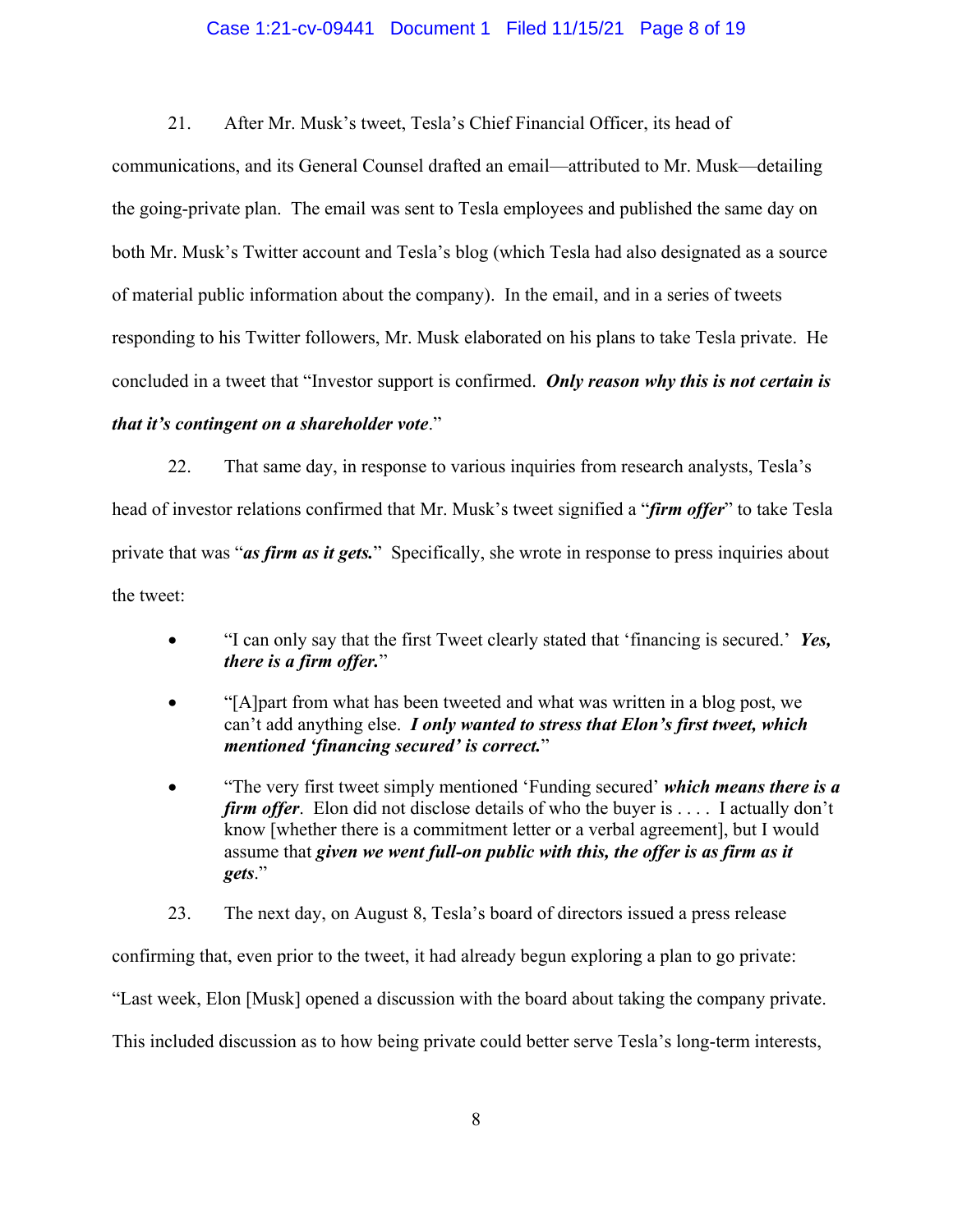21. After Mr. Musk's tweet, Tesla's Chief Financial Officer, its head of communications, and its General Counsel drafted an email—attributed to Mr. Musk—detailing the going-private plan. The email was sent to Tesla employees and published the same day on both Mr. Musk's Twitter account and Tesla's blog (which Tesla had also designated as a source of material public information about the company). In the email, and in a series of tweets responding to his Twitter followers, Mr. Musk elaborated on his plans to take Tesla private. He concluded in a tweet that "Investor support is confirmed. ***Only reason why this is not certain is that it's contingent on a shareholder vote***."

22. That same day, in response to various inquiries from research analysts, Tesla's head of investor relations confirmed that Mr. Musk's tweet signified a "***firm offer***" to take Tesla private that was "***as firm as it gets.***" Specifically, she wrote in response to press inquiries about the tweet:

- "I can only say that the first Tweet clearly stated that 'financing is secured.' ***Yes, there is a firm offer.***"
- "[A]part from what has been tweeted and what was written in a blog post, we can't add anything else. ***I only wanted to stress that Elon's first tweet, which mentioned 'financing secured' is correct.***"
- "The very first tweet simply mentioned 'Funding secured' ***which means there is a firm offer***. Elon did not disclose details of who the buyer is . . . . I actually don't know [whether there is a commitment letter or a verbal agreement], but I would assume that ***given we went full-on public with this, the offer is as firm as it gets***."

23. The next day, on August 8, Tesla's board of directors issued a press release confirming that, even prior to the tweet, it had already begun exploring a plan to go private: "Last week, Elon [Musk] opened a discussion with the board about taking the company private. This included discussion as to how being private could better serve Tesla's long-term interests,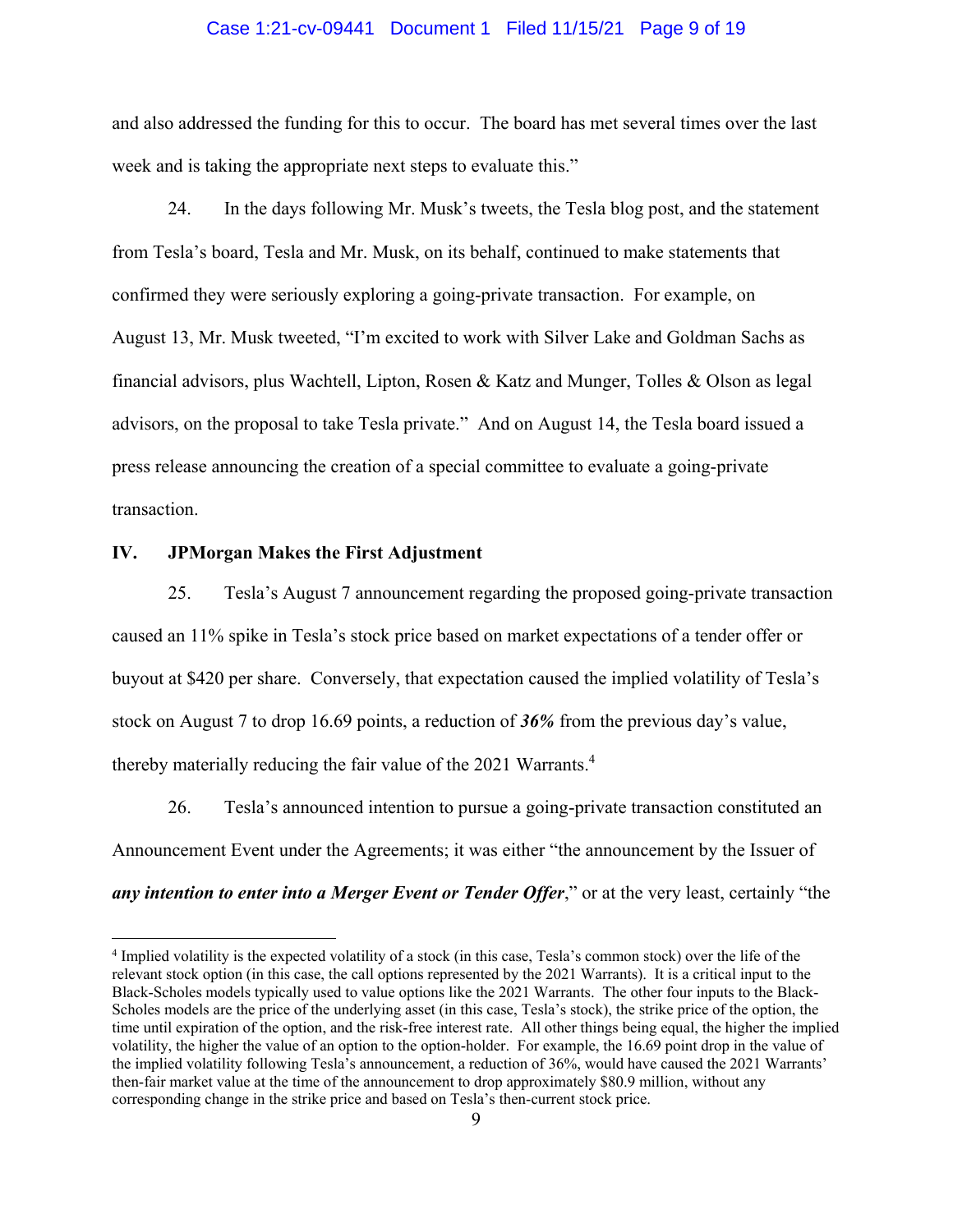and also addressed the funding for this to occur. The board has met several times over the last week and is taking the appropriate next steps to evaluate this."

24. In the days following Mr. Musk's tweets, the Tesla blog post, and the statement from Tesla's board, Tesla and Mr. Musk, on its behalf, continued to make statements that confirmed they were seriously exploring a going-private transaction. For example, on August 13, Mr. Musk tweeted, "I'm excited to work with Silver Lake and Goldman Sachs as financial advisors, plus Wachtell, Lipton, Rosen & Katz and Munger, Tolles & Olson as legal advisors, on the proposal to take Tesla private." And on August 14, the Tesla board issued a press release announcing the creation of a special committee to evaluate a going-private transaction.

## IV. JPMorgan Makes the First Adjustment

25. Tesla's August 7 announcement regarding the proposed going-private transaction caused an 11% spike in Tesla's stock price based on market expectations of a tender offer or buyout at $420 per share. Conversely, that expectation caused the implied volatility of Tesla's stock on August 7 to drop 16.69 points, a reduction of ***36%*** from the previous day's value, thereby materially reducing the fair value of the 2021 Warrants.[4]

26. Tesla's announced intention to pursue a going-private transaction constituted an Announcement Event under the Agreements; it was either "the announcement by the Issuer of ***any intention to enter into a Merger Event or Tender Offer***," or at the very least, certainly "the

---

[4] Implied volatility is the expected volatility of a stock (in this case, Tesla's common stock) over the life of the relevant stock option (in this case, the call options represented by the 2021 Warrants). It is a critical input to the Black-Scholes models typically used to value options like the 2021 Warrants. The other four inputs to the Black-Scholes models are the price of the underlying asset (in this case, Tesla's stock), the strike price of the option, the time until expiration of the option, and the risk-free interest rate. All other things being equal, the higher the implied volatility, the higher the value of an option to the option-holder. For example, the 16.69 point drop in the value of the implied volatility following Tesla's announcement, a reduction of 36%, would have caused the 2021 Warrants' then-fair market value at the time of the announcement to drop approximately $80.9 million, without any corresponding change in the strike price and based on Tesla's then-current stock price.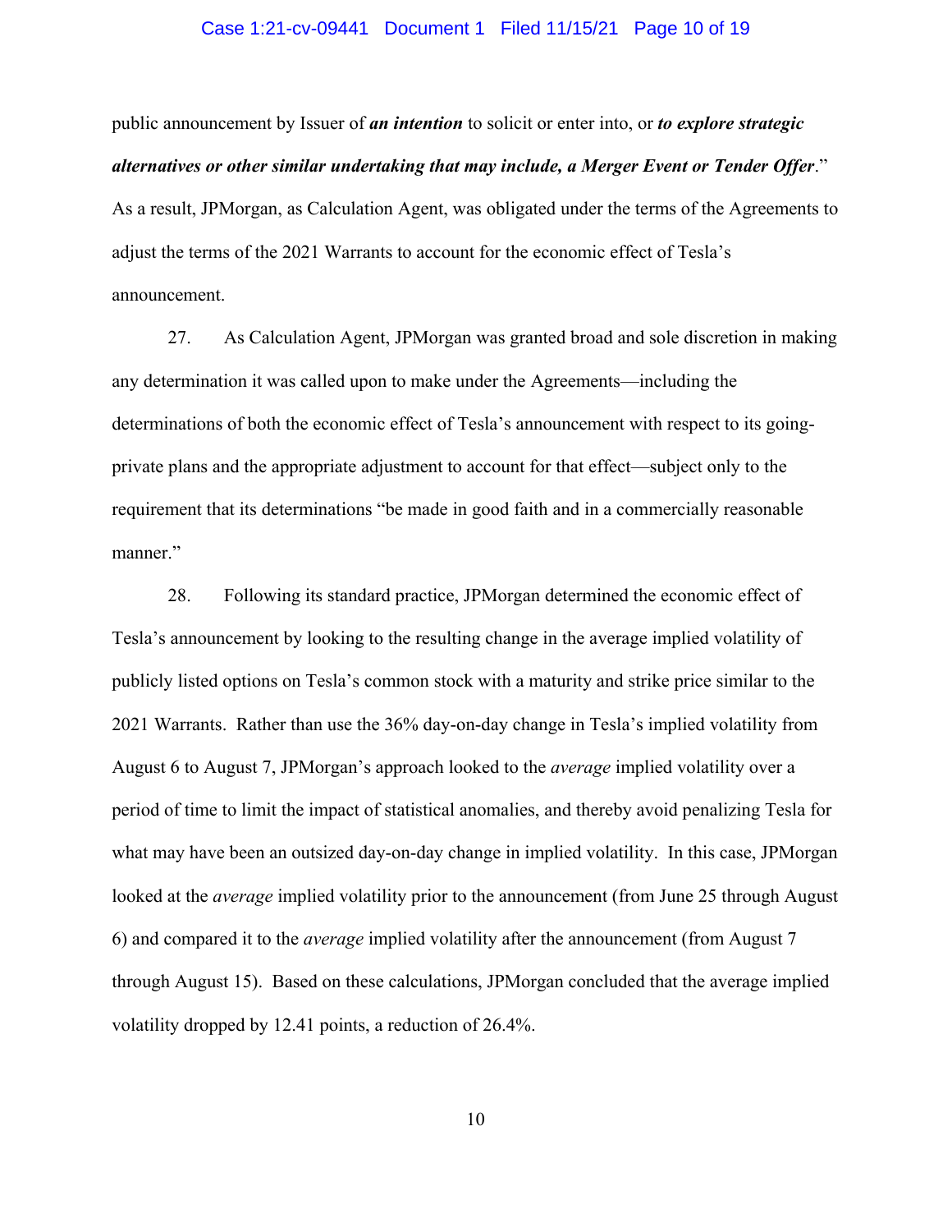public announcement by Issuer of ***an intention*** to solicit or enter into, or ***to explore strategic alternatives or other similar undertaking that may include, a Merger Event or Tender Offer***." As a result, JPMorgan, as Calculation Agent, was obligated under the terms of the Agreements to adjust the terms of the 2021 Warrants to account for the economic effect of Tesla's announcement.

27. As Calculation Agent, JPMorgan was granted broad and sole discretion in making any determination it was called upon to make under the Agreements—including the determinations of both the economic effect of Tesla's announcement with respect to its going-private plans and the appropriate adjustment to account for that effect—subject only to the requirement that its determinations "be made in good faith and in a commercially reasonable manner."

28. Following its standard practice, JPMorgan determined the economic effect of Tesla's announcement by looking to the resulting change in the average implied volatility of publicly listed options on Tesla's common stock with a maturity and strike price similar to the 2021 Warrants. Rather than use the 36% day-on-day change in Tesla's implied volatility from August 6 to August 7, JPMorgan's approach looked to the *average* implied volatility over a period of time to limit the impact of statistical anomalies, and thereby avoid penalizing Tesla for what may have been an outsized day-on-day change in implied volatility. In this case, JPMorgan looked at the *average* implied volatility prior to the announcement (from June 25 through August 6) and compared it to the *average* implied volatility after the announcement (from August 7 through August 15). Based on these calculations, JPMorgan concluded that the average implied volatility dropped by 12.41 points, a reduction of 26.4%.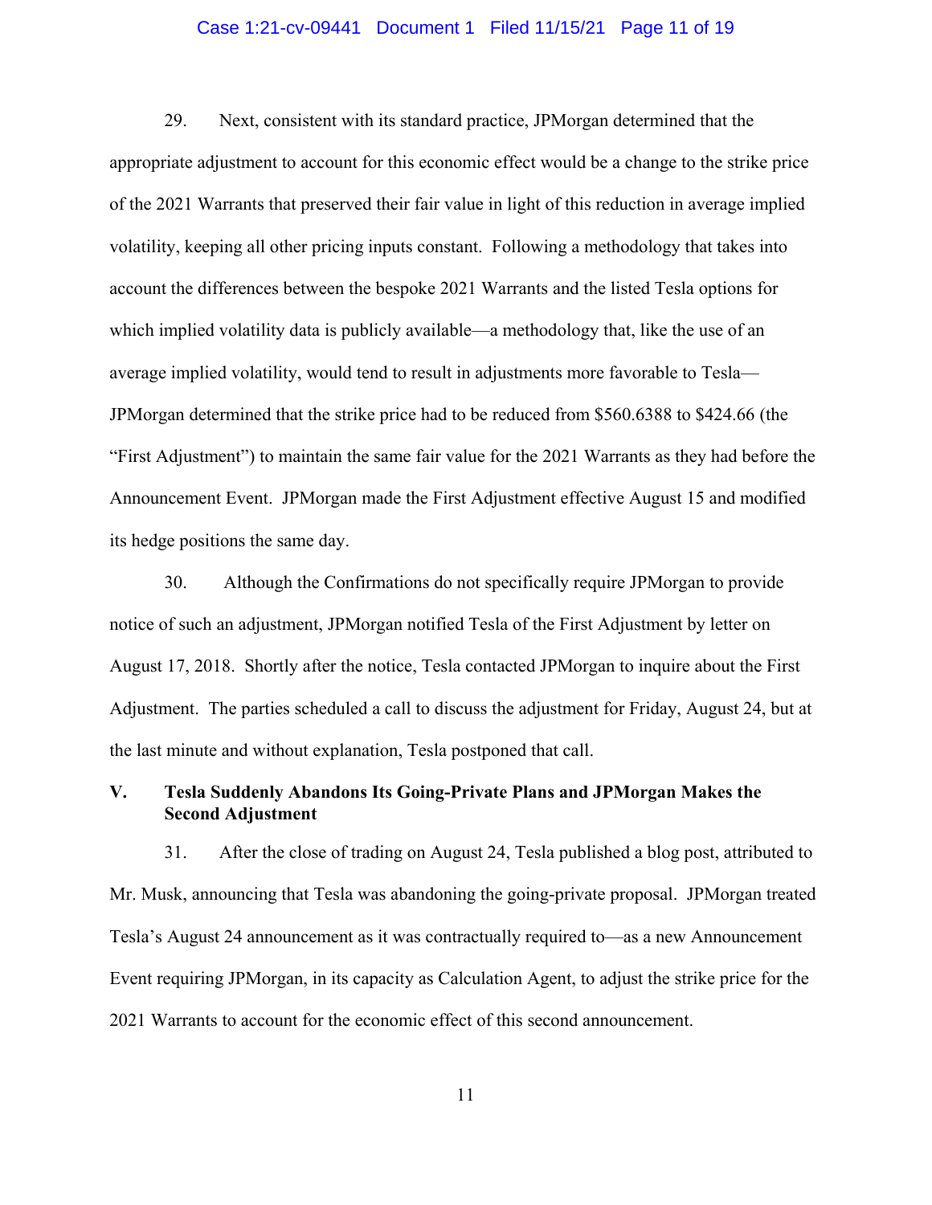29. Next, consistent with its standard practice, JPMorgan determined that the appropriate adjustment to account for this economic effect would be a change to the strike price of the 2021 Warrants that preserved their fair value in light of this reduction in average implied volatility, keeping all other pricing inputs constant. Following a methodology that takes into account the differences between the bespoke 2021 Warrants and the listed Tesla options for which implied volatility data is publicly available—a methodology that, like the use of an average implied volatility, would tend to result in adjustments more favorable to Tesla—JPMorgan determined that the strike price had to be reduced from $560.6388 to $424.66 (the "First Adjustment") to maintain the same fair value for the 2021 Warrants as they had before the Announcement Event. JPMorgan made the First Adjustment effective August 15 and modified its hedge positions the same day.

30. Although the Confirmations do not specifically require JPMorgan to provide notice of such an adjustment, JPMorgan notified Tesla of the First Adjustment by letter on August 17, 2018. Shortly after the notice, Tesla contacted JPMorgan to inquire about the First Adjustment. The parties scheduled a call to discuss the adjustment for Friday, August 24, but at the last minute and without explanation, Tesla postponed that call.

## V. Tesla Suddenly Abandons Its Going-Private Plans and JPMorgan Makes the Second Adjustment

31. After the close of trading on August 24, Tesla published a blog post, attributed to Mr. Musk, announcing that Tesla was abandoning the going-private proposal. JPMorgan treated Tesla's August 24 announcement as it was contractually required to—as a new Announcement Event requiring JPMorgan, in its capacity as Calculation Agent, to adjust the strike price for the 2021 Warrants to account for the economic effect of this second announcement.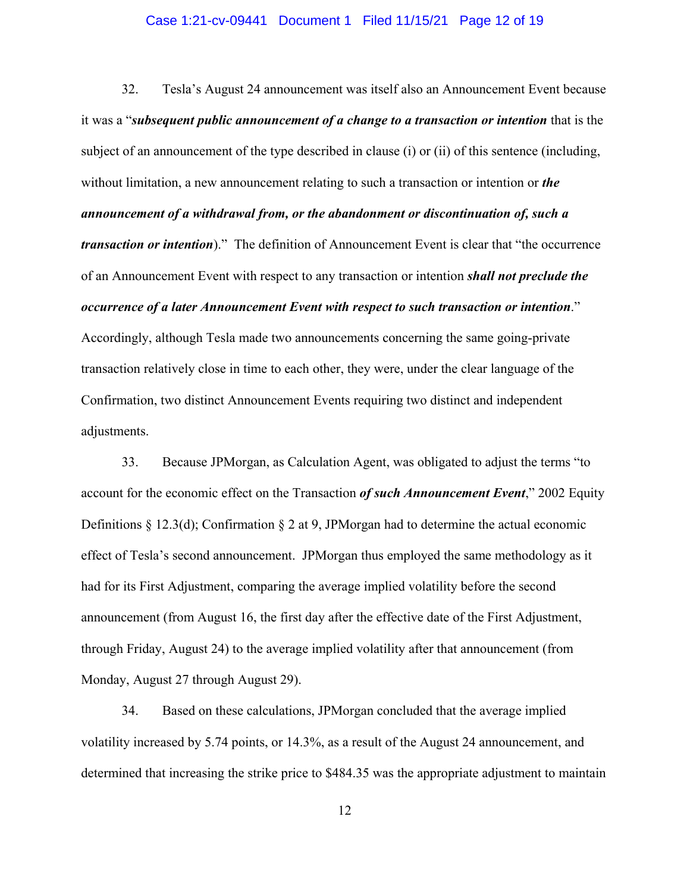32. Tesla's August 24 announcement was itself also an Announcement Event because it was a "***subsequent public announcement of a change to a transaction or intention*** that is the subject of an announcement of the type described in clause (i) or (ii) of this sentence (including, without limitation, a new announcement relating to such a transaction or intention or ***the announcement of a withdrawal from, or the abandonment or discontinuation of, such a transaction or intention***)." The definition of Announcement Event is clear that "the occurrence of an Announcement Event with respect to any transaction or intention ***shall not preclude the occurrence of a later Announcement Event with respect to such transaction or intention***." Accordingly, although Tesla made two announcements concerning the same going-private transaction relatively close in time to each other, they were, under the clear language of the Confirmation, two distinct Announcement Events requiring two distinct and independent adjustments.

33. Because JPMorgan, as Calculation Agent, was obligated to adjust the terms "to account for the economic effect on the Transaction ***of such Announcement Event***," 2002 Equity Definitions § 12.3(d); Confirmation § 2 at 9, JPMorgan had to determine the actual economic effect of Tesla's second announcement. JPMorgan thus employed the same methodology as it had for its First Adjustment, comparing the average implied volatility before the second announcement (from August 16, the first day after the effective date of the First Adjustment, through Friday, August 24) to the average implied volatility after that announcement (from Monday, August 27 through August 29).

34. Based on these calculations, JPMorgan concluded that the average implied volatility increased by 5.74 points, or 14.3%, as a result of the August 24 announcement, and determined that increasing the strike price to $484.35 was the appropriate adjustment to maintain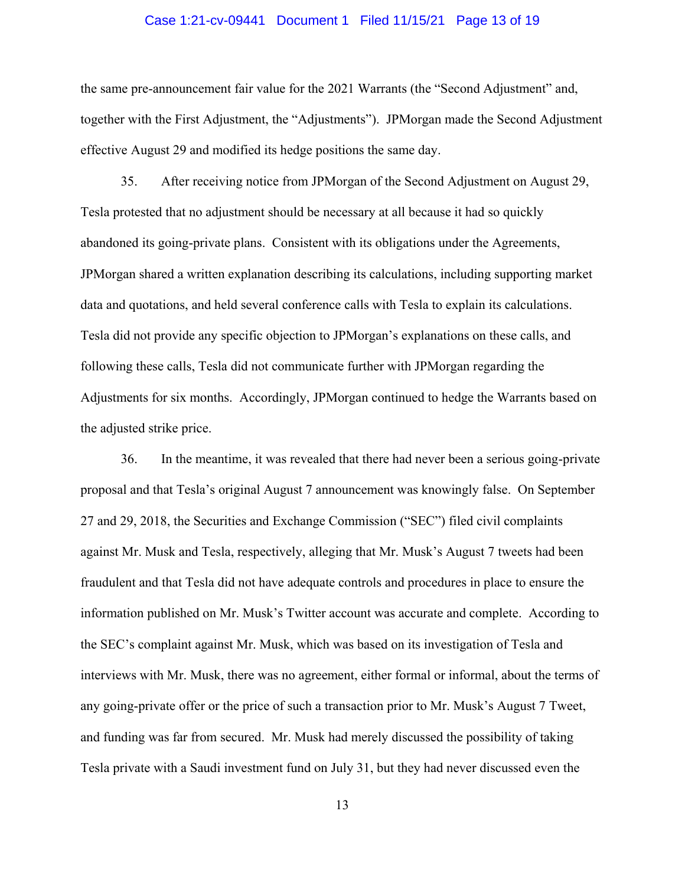the same pre-announcement fair value for the 2021 Warrants (the "Second Adjustment" and, together with the First Adjustment, the "Adjustments"). JPMorgan made the Second Adjustment effective August 29 and modified its hedge positions the same day.

35. After receiving notice from JPMorgan of the Second Adjustment on August 29, Tesla protested that no adjustment should be necessary at all because it had so quickly abandoned its going-private plans. Consistent with its obligations under the Agreements, JPMorgan shared a written explanation describing its calculations, including supporting market data and quotations, and held several conference calls with Tesla to explain its calculations. Tesla did not provide any specific objection to JPMorgan's explanations on these calls, and following these calls, Tesla did not communicate further with JPMorgan regarding the Adjustments for six months. Accordingly, JPMorgan continued to hedge the Warrants based on the adjusted strike price.

36. In the meantime, it was revealed that there had never been a serious going-private proposal and that Tesla's original August 7 announcement was knowingly false. On September 27 and 29, 2018, the Securities and Exchange Commission ("SEC") filed civil complaints against Mr. Musk and Tesla, respectively, alleging that Mr. Musk's August 7 tweets had been fraudulent and that Tesla did not have adequate controls and procedures in place to ensure the information published on Mr. Musk's Twitter account was accurate and complete. According to the SEC's complaint against Mr. Musk, which was based on its investigation of Tesla and interviews with Mr. Musk, there was no agreement, either formal or informal, about the terms of any going-private offer or the price of such a transaction prior to Mr. Musk's August 7 Tweet, and funding was far from secured. Mr. Musk had merely discussed the possibility of taking Tesla private with a Saudi investment fund on July 31, but they had never discussed even the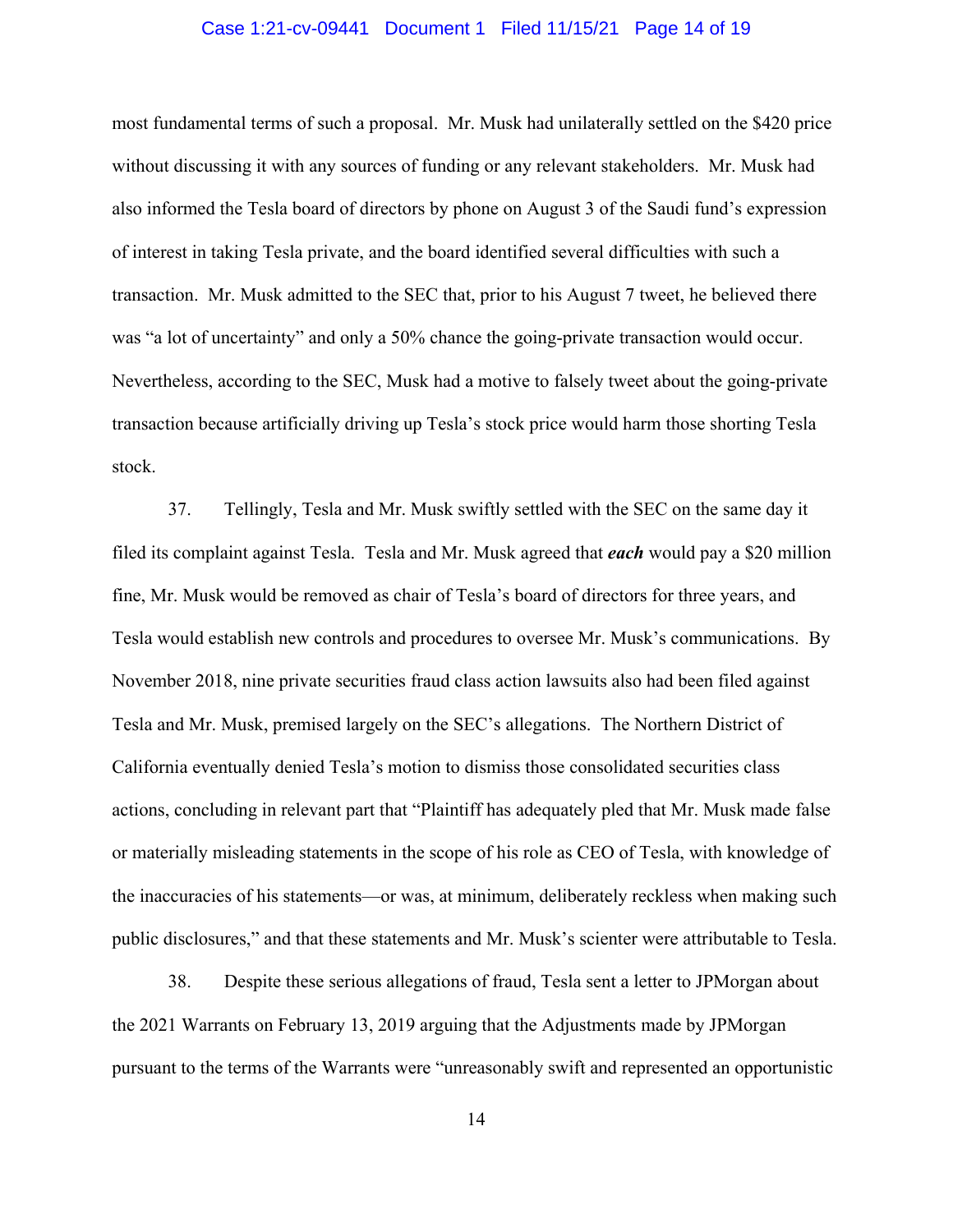most fundamental terms of such a proposal. Mr. Musk had unilaterally settled on the $420 price without discussing it with any sources of funding or any relevant stakeholders. Mr. Musk had also informed the Tesla board of directors by phone on August 3 of the Saudi fund's expression of interest in taking Tesla private, and the board identified several difficulties with such a transaction. Mr. Musk admitted to the SEC that, prior to his August 7 tweet, he believed there was "a lot of uncertainty" and only a 50% chance the going-private transaction would occur. Nevertheless, according to the SEC, Musk had a motive to falsely tweet about the going-private transaction because artificially driving up Tesla's stock price would harm those shorting Tesla stock.

37. Tellingly, Tesla and Mr. Musk swiftly settled with the SEC on the same day it filed its complaint against Tesla. Tesla and Mr. Musk agreed that ***each*** would pay a $20 million fine, Mr. Musk would be removed as chair of Tesla's board of directors for three years, and Tesla would establish new controls and procedures to oversee Mr. Musk's communications. By November 2018, nine private securities fraud class action lawsuits also had been filed against Tesla and Mr. Musk, premised largely on the SEC's allegations. The Northern District of California eventually denied Tesla's motion to dismiss those consolidated securities class actions, concluding in relevant part that "Plaintiff has adequately pled that Mr. Musk made false or materially misleading statements in the scope of his role as CEO of Tesla, with knowledge of the inaccuracies of his statements—or was, at minimum, deliberately reckless when making such public disclosures," and that these statements and Mr. Musk's scienter were attributable to Tesla.

38. Despite these serious allegations of fraud, Tesla sent a letter to JPMorgan about the 2021 Warrants on February 13, 2019 arguing that the Adjustments made by JPMorgan pursuant to the terms of the Warrants were "unreasonably swift and represented an opportunistic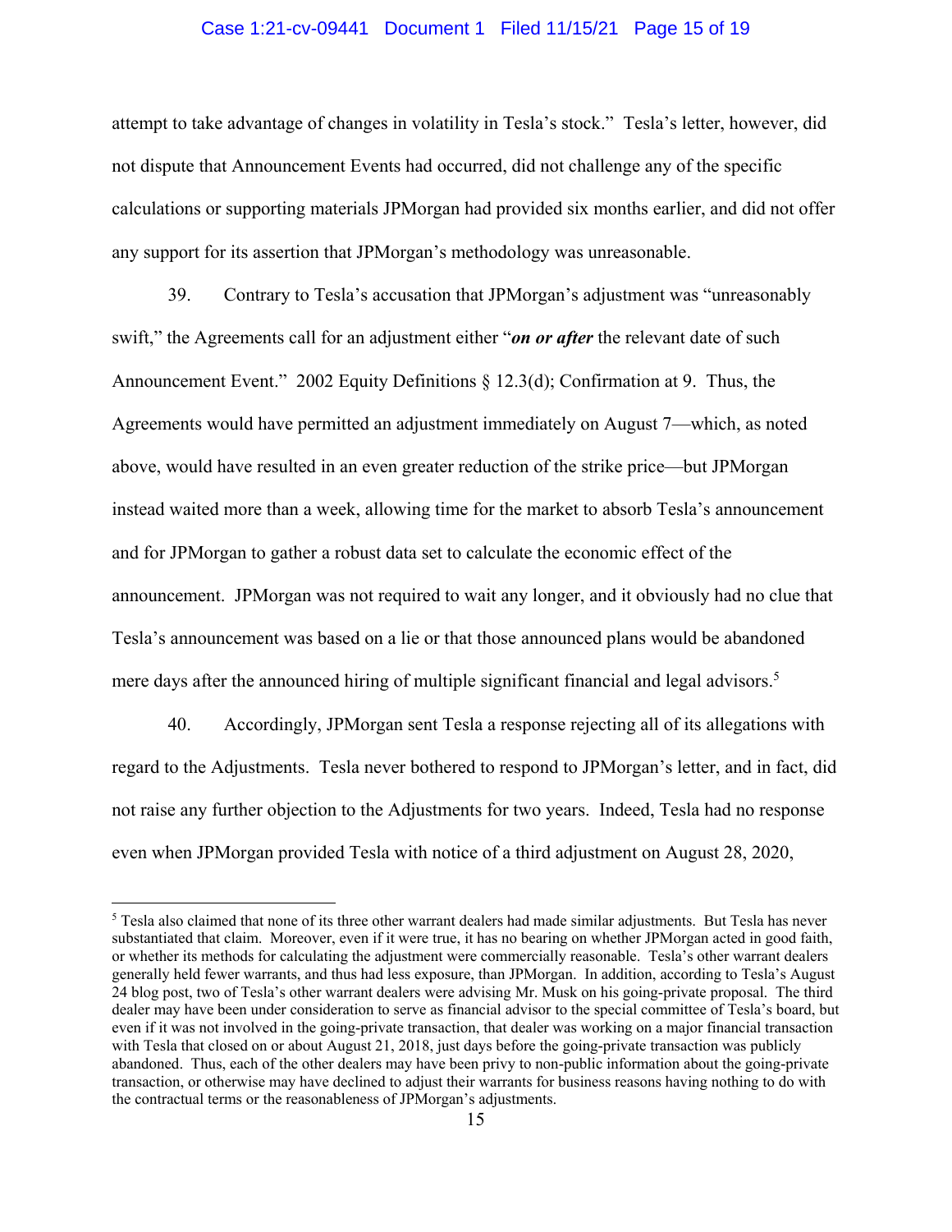attempt to take advantage of changes in volatility in Tesla's stock." Tesla's letter, however, did not dispute that Announcement Events had occurred, did not challenge any of the specific calculations or supporting materials JPMorgan had provided six months earlier, and did not offer any support for its assertion that JPMorgan's methodology was unreasonable.

39. Contrary to Tesla's accusation that JPMorgan's adjustment was "unreasonably swift," the Agreements call for an adjustment either "***on or after*** the relevant date of such Announcement Event." 2002 Equity Definitions § 12.3(d); Confirmation at 9. Thus, the Agreements would have permitted an adjustment immediately on August 7—which, as noted above, would have resulted in an even greater reduction of the strike price—but JPMorgan instead waited more than a week, allowing time for the market to absorb Tesla's announcement and for JPMorgan to gather a robust data set to calculate the economic effect of the announcement. JPMorgan was not required to wait any longer, and it obviously had no clue that Tesla's announcement was based on a lie or that those announced plans would be abandoned mere days after the announced hiring of multiple significant financial and legal advisors.[5]

40. Accordingly, JPMorgan sent Tesla a response rejecting all of its allegations with regard to the Adjustments. Tesla never bothered to respond to JPMorgan's letter, and in fact, did not raise any further objection to the Adjustments for two years. Indeed, Tesla had no response even when JPMorgan provided Tesla with notice of a third adjustment on August 28, 2020,

[5] Tesla also claimed that none of its three other warrant dealers had made similar adjustments. But Tesla has never substantiated that claim. Moreover, even if it were true, it has no bearing on whether JPMorgan acted in good faith, or whether its methods for calculating the adjustment were commercially reasonable. Tesla's other warrant dealers generally held fewer warrants, and thus had less exposure, than JPMorgan. In addition, according to Tesla's August 24 blog post, two of Tesla's other warrant dealers were advising Mr. Musk on his going-private proposal. The third dealer may have been under consideration to serve as financial advisor to the special committee of Tesla's board, but even if it was not involved in the going-private transaction, that dealer was working on a major financial transaction with Tesla that closed on or about August 21, 2018, just days before the going-private transaction was publicly abandoned. Thus, each of the other dealers may have been privy to non-public information about the going-private transaction, or otherwise may have declined to adjust their warrants for business reasons having nothing to do with the contractual terms or the reasonableness of JPMorgan's adjustments.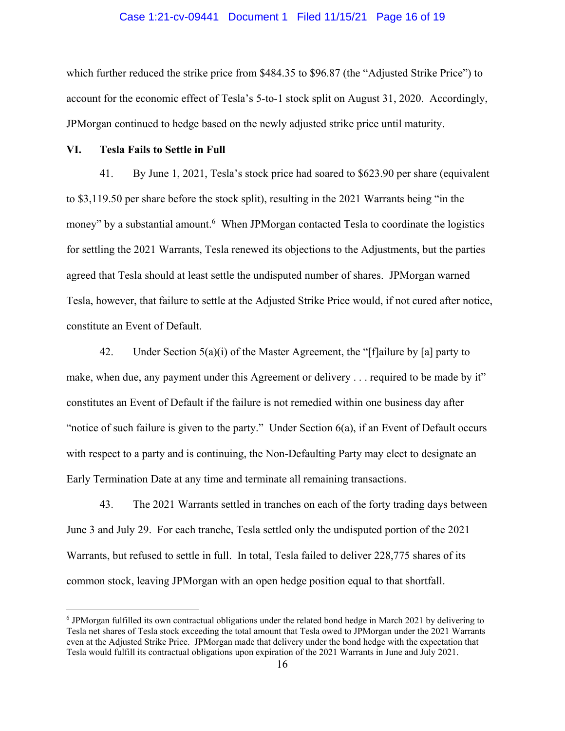which further reduced the strike price from $484.35 to $96.87 (the "Adjusted Strike Price") to account for the economic effect of Tesla's 5-to-1 stock split on August 31, 2020. Accordingly, JPMorgan continued to hedge based on the newly adjusted strike price until maturity.

## VI. Tesla Fails to Settle in Full

41. By June 1, 2021, Tesla's stock price had soared to $623.90 per share (equivalent to $3,119.50 per share before the stock split), resulting in the 2021 Warrants being "in the money" by a substantial amount.[6] When JPMorgan contacted Tesla to coordinate the logistics for settling the 2021 Warrants, Tesla renewed its objections to the Adjustments, but the parties agreed that Tesla should at least settle the undisputed number of shares. JPMorgan warned Tesla, however, that failure to settle at the Adjusted Strike Price would, if not cured after notice, constitute an Event of Default.

42. Under Section 5(a)(i) of the Master Agreement, the "[f]ailure by [a] party to make, when due, any payment under this Agreement or delivery . . . required to be made by it" constitutes an Event of Default if the failure is not remedied within one business day after "notice of such failure is given to the party." Under Section 6(a), if an Event of Default occurs with respect to a party and is continuing, the Non-Defaulting Party may elect to designate an Early Termination Date at any time and terminate all remaining transactions.

43. The 2021 Warrants settled in tranches on each of the forty trading days between June 3 and July 29. For each tranche, Tesla settled only the undisputed portion of the 2021 Warrants, but refused to settle in full. In total, Tesla failed to deliver 228,775 shares of its common stock, leaving JPMorgan with an open hedge position equal to that shortfall.

---

[6] JPMorgan fulfilled its own contractual obligations under the related bond hedge in March 2021 by delivering to Tesla net shares of Tesla stock exceeding the total amount that Tesla owed to JPMorgan under the 2021 Warrants even at the Adjusted Strike Price. JPMorgan made that delivery under the bond hedge with the expectation that Tesla would fulfill its contractual obligations upon expiration of the 2021 Warrants in June and July 2021.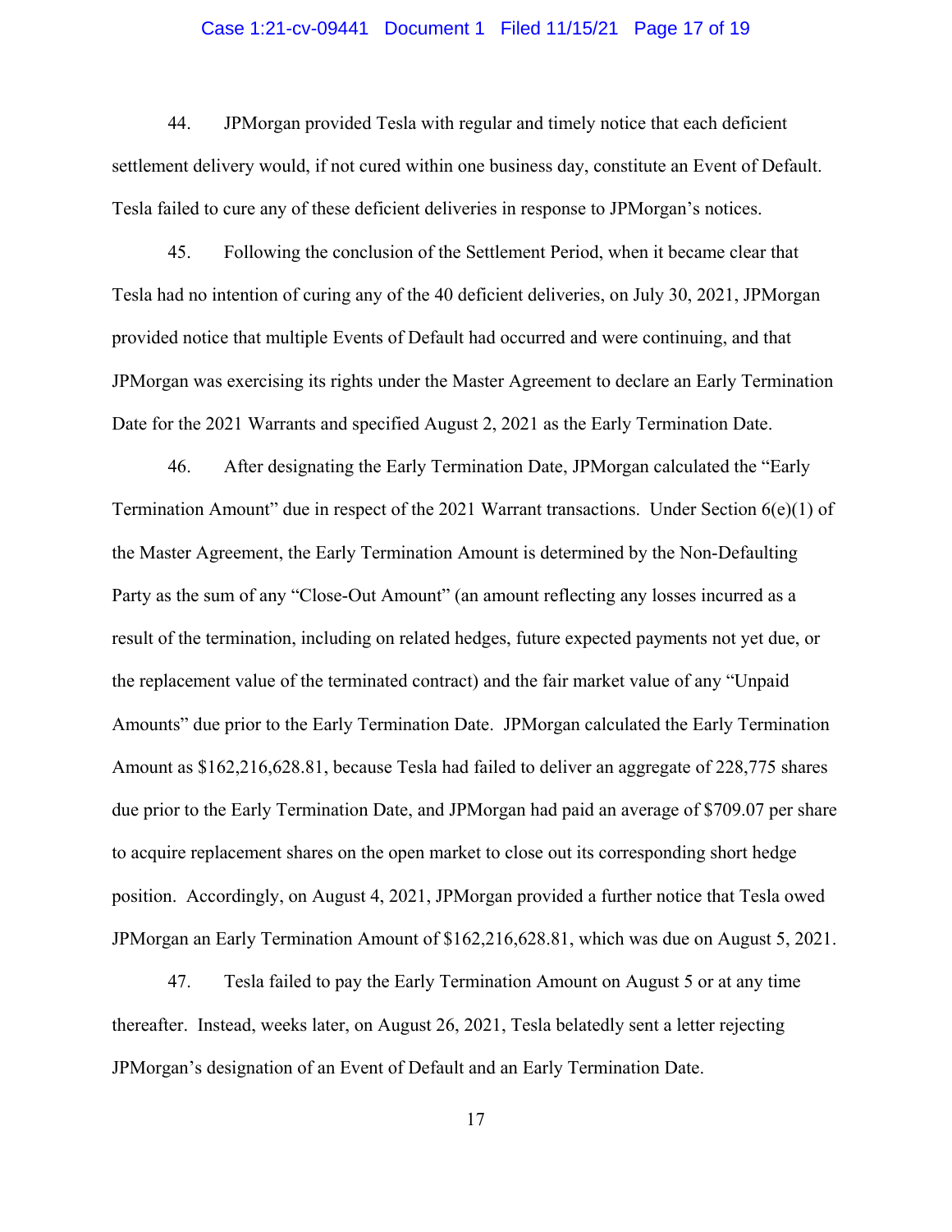44. JPMorgan provided Tesla with regular and timely notice that each deficient settlement delivery would, if not cured within one business day, constitute an Event of Default. Tesla failed to cure any of these deficient deliveries in response to JPMorgan's notices.

45. Following the conclusion of the Settlement Period, when it became clear that Tesla had no intention of curing any of the 40 deficient deliveries, on July 30, 2021, JPMorgan provided notice that multiple Events of Default had occurred and were continuing, and that JPMorgan was exercising its rights under the Master Agreement to declare an Early Termination Date for the 2021 Warrants and specified August 2, 2021 as the Early Termination Date.

46. After designating the Early Termination Date, JPMorgan calculated the "Early Termination Amount" due in respect of the 2021 Warrant transactions. Under Section 6(e)(1) of the Master Agreement, the Early Termination Amount is determined by the Non-Defaulting Party as the sum of any "Close-Out Amount" (an amount reflecting any losses incurred as a result of the termination, including on related hedges, future expected payments not yet due, or the replacement value of the terminated contract) and the fair market value of any "Unpaid Amounts" due prior to the Early Termination Date. JPMorgan calculated the Early Termination Amount as $162,216,628.81, because Tesla had failed to deliver an aggregate of 228,775 shares due prior to the Early Termination Date, and JPMorgan had paid an average of $709.07 per share to acquire replacement shares on the open market to close out its corresponding short hedge position. Accordingly, on August 4, 2021, JPMorgan provided a further notice that Tesla owed JPMorgan an Early Termination Amount of $162,216,628.81, which was due on August 5, 2021.

47. Tesla failed to pay the Early Termination Amount on August 5 or at any time thereafter. Instead, weeks later, on August 26, 2021, Tesla belatedly sent a letter rejecting JPMorgan's designation of an Event of Default and an Early Termination Date.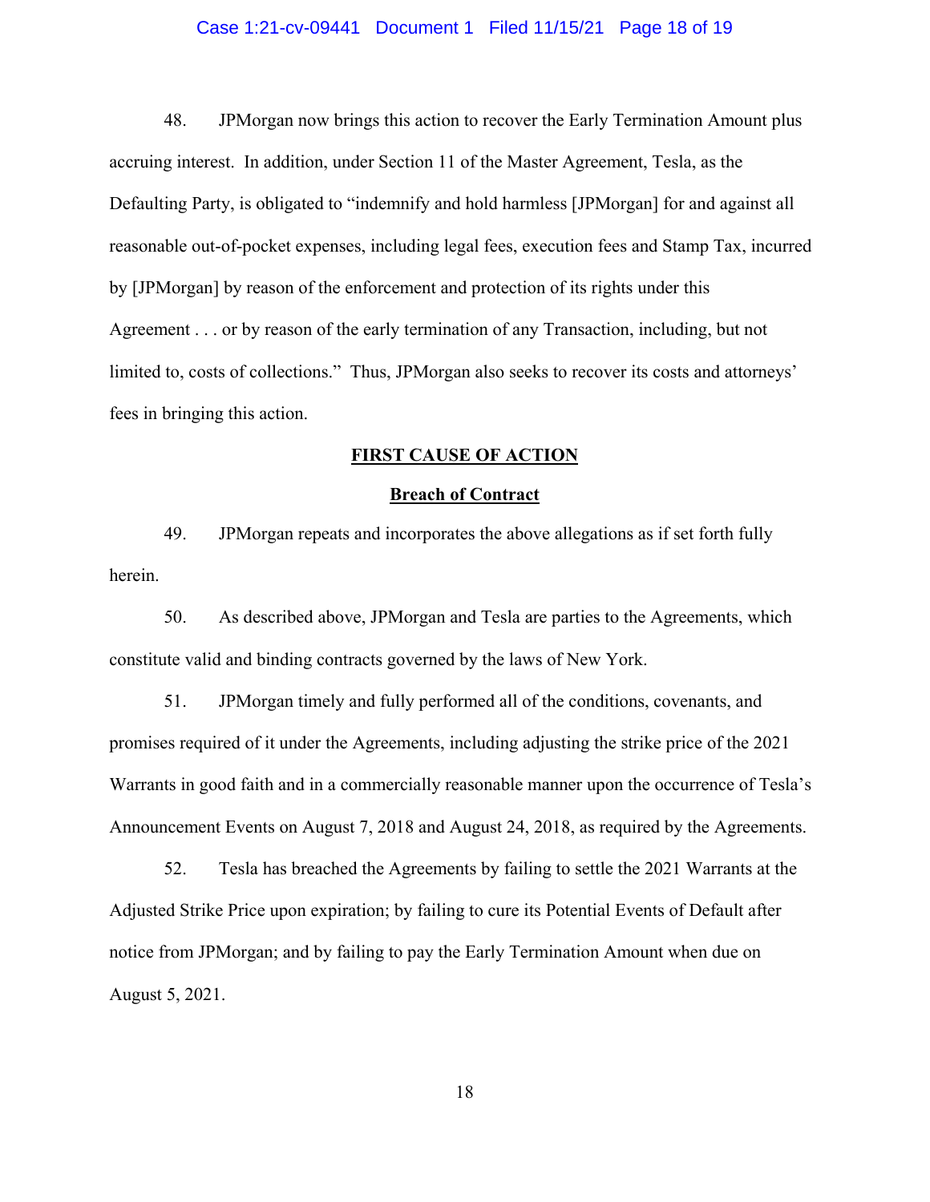48. JPMorgan now brings this action to recover the Early Termination Amount plus accruing interest. In addition, under Section 11 of the Master Agreement, Tesla, as the Defaulting Party, is obligated to "indemnify and hold harmless [JPMorgan] for and against all reasonable out-of-pocket expenses, including legal fees, execution fees and Stamp Tax, incurred by [JPMorgan] by reason of the enforcement and protection of its rights under this Agreement . . . or by reason of the early termination of any Transaction, including, but not limited to, costs of collections." Thus, JPMorgan also seeks to recover its costs and attorneys' fees in bringing this action.

## FIRST CAUSE OF ACTION

### Breach of Contract

49. JPMorgan repeats and incorporates the above allegations as if set forth fully herein.

50. As described above, JPMorgan and Tesla are parties to the Agreements, which constitute valid and binding contracts governed by the laws of New York.

51. JPMorgan timely and fully performed all of the conditions, covenants, and promises required of it under the Agreements, including adjusting the strike price of the 2021 Warrants in good faith and in a commercially reasonable manner upon the occurrence of Tesla's Announcement Events on August 7, 2018 and August 24, 2018, as required by the Agreements.

52. Tesla has breached the Agreements by failing to settle the 2021 Warrants at the Adjusted Strike Price upon expiration; by failing to cure its Potential Events of Default after notice from JPMorgan; and by failing to pay the Early Termination Amount when due on August 5, 2021.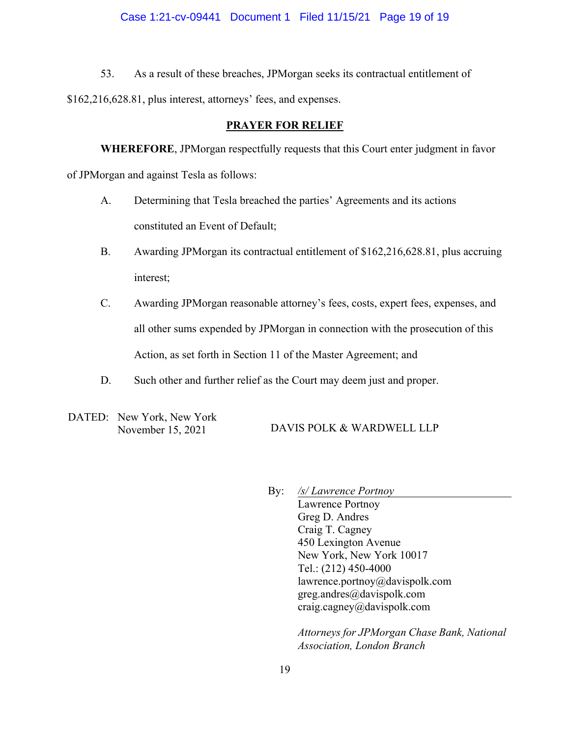53. As a result of these breaches, JPMorgan seeks its contractual entitlement of $162,216,628.81, plus interest, attorneys' fees, and expenses.

## PRAYER FOR RELIEF

**WHEREFORE**, JPMorgan respectfully requests that this Court enter judgment in favor of JPMorgan and against Tesla as follows:

A. Determining that Tesla breached the parties' Agreements and its actions constituted an Event of Default;

B. Awarding JPMorgan its contractual entitlement of $162,216,628.81, plus accruing interest;

C. Awarding JPMorgan reasonable attorney's fees, costs, expert fees, expenses, and all other sums expended by JPMorgan in connection with the prosecution of this Action, as set forth in Section 11 of the Master Agreement; and

D. Such other and further relief as the Court may deem just and proper.

DATED: New York, New York
November 15, 2021

DAVIS POLK & WARDWELL LLP

By: */s/ Lawrence Portnoy*
Lawrence Portnoy
Greg D. Andres
Craig T. Cagney
450 Lexington Avenue
New York, New York 10017
Tel.: (212) 450-4000
lawrence.portnoy@davispolk.com
greg.andres@davispolk.com
craig.cagney@davispolk.com

*Attorneys for JPMorgan Chase Bank, National Association, London Branch*